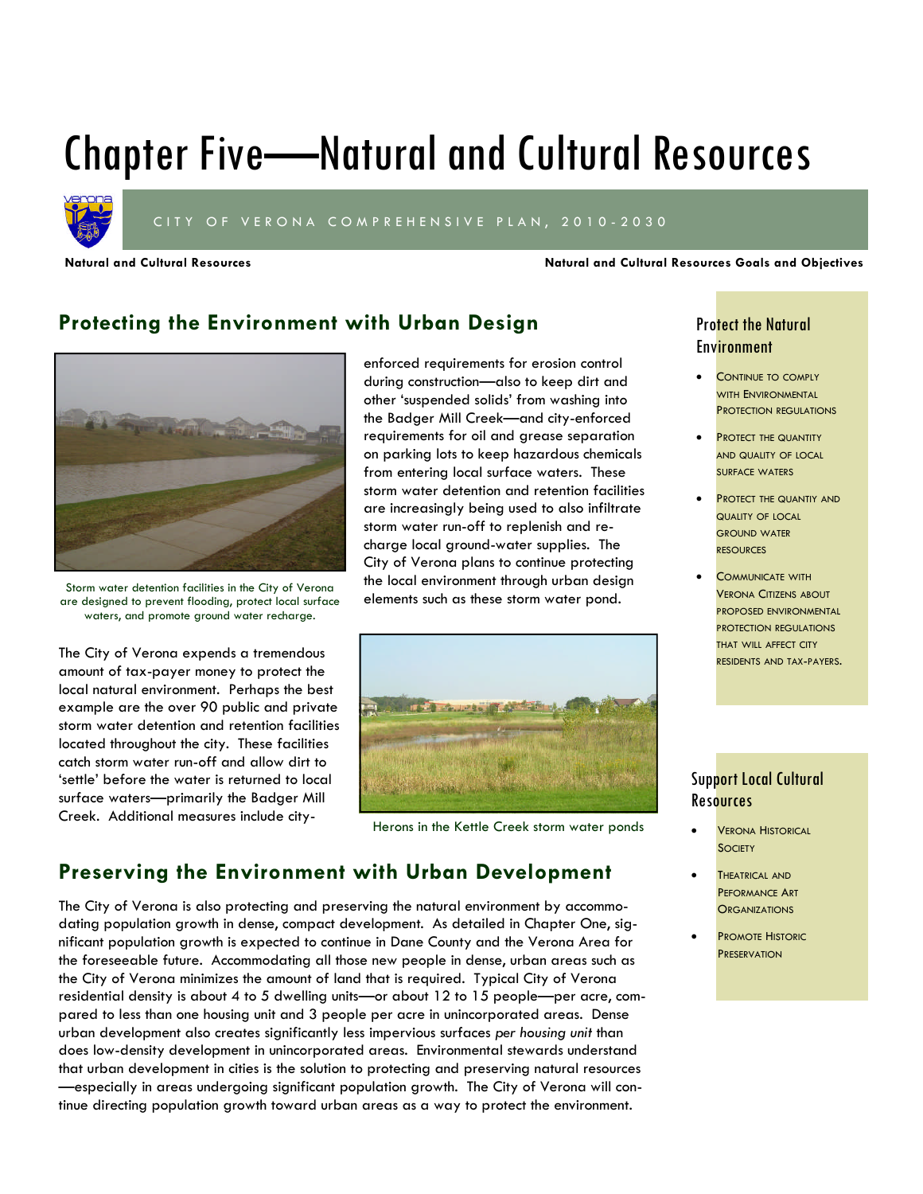# Chapter Five—Natural and Cultural Resources

CITY OF VERONA COMPREHENSIVE PLAN, 2010-2030

**Natural and Cultural Resources** | **Natural and Cultural Resources Goals and Objectives**

## Protecting the Environment with Urban Design

Storm water detention facilities in the City of Verona are designed to prevent flooding, protect local surface waters, and promote ground water recharge.

The City of Verona expends a tremendous amount of tax-payer money to protect the local natural environment. Perhaps the best example are the over 90 public and private storm water detention and retention facilities located throughout the city. These facilities catch storm water run-off and allow dirt to 'settle' before the water is returned to local surface waters—primarily the Badger Mill Creek. Additional measures include city-enforced requirements for erosion control during construction—also to keep dirt and other 'suspended solids' from washing into the Badger Mill Creek—and city-enforced requirements for oil and grease separation on parking lots to keep hazardous chemicals from entering local surface waters. These storm water detention and retention facilities are increasingly being used to also infiltrate storm water run-off to replenish and re-charge local ground-water supplies. The City of Verona plans to continue protecting the local environment through urban design elements such as these storm water pond.

Herons in the Kettle Creek storm water ponds

## Preserving the Environment with Urban Development

The City of Verona is also protecting and preserving the natural environment by accommodating population growth in dense, compact development. As detailed in Chapter One, significant population growth is expected to continue in Dane County and the Verona Area for the foreseeable future. Accommodating all those new people in dense, urban areas such as the City of Verona minimizes the amount of land that is required. Typical City of Verona residential density is about 4 to 5 dwelling units—or about 12 to 15 people—per acre, compared to less than one housing unit and 3 people per acre in unincorporated areas. Dense urban development also creates significantly less impervious surfaces *per housing unit* than does low-density development in unincorporated areas. Environmental stewards understand that urban development in cities is the solution to protecting and preserving natural resources—especially in areas undergoing significant population growth. The City of Verona will continue directing population growth toward urban areas as a way to protect the environment.

### Protect the Natural Environment

- Continue to comply with Environmental Protection regulations
- Protect the quantity and quality of local surface waters
- Protect the quantiy and quality of local ground water resources
- Communicate with Verona Citizens about proposed environmental protection regulations that will affect city residents and tax-payers.

### Support Local Cultural Resources

- Verona Historical Society
- Theatrical and Performance Art Organizations
- Promote Historic Preservation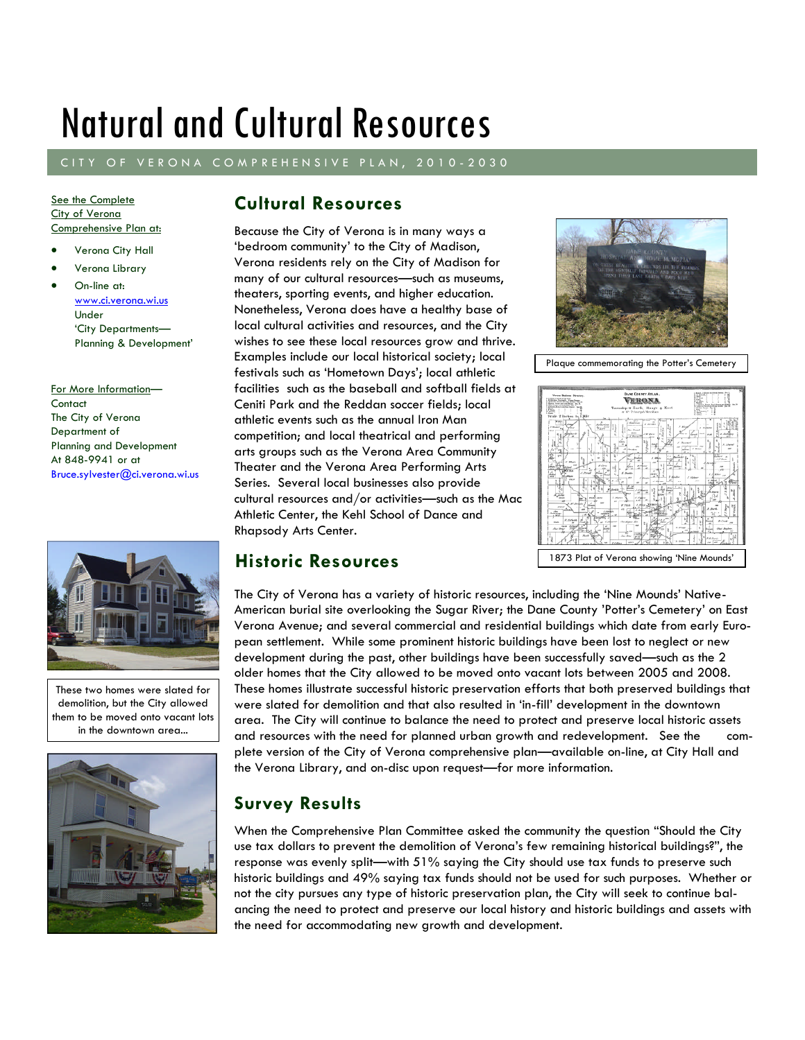# Natural and Cultural Resources

CITY OF VERONA COMPREHENSIVE PLAN, 2010-2030

See the Complete City of Verona Comprehensive Plan at:

- Verona City Hall
- Verona Library
- On-line at: www.ci.verona.wi.us Under 'City Departments—Planning & Development'

For More Information—Contact The City of Verona Department of Planning and Development At 848-9941 or at Bruce.sylvester@ci.verona.wi.us

## Cultural Resources

Because the City of Verona is in many ways a 'bedroom community' to the City of Madison, Verona residents rely on the City of Madison for many of our cultural resources—such as museums, theaters, sporting events, and higher education. Nonetheless, Verona does have a healthy base of local cultural activities and resources, and the City wishes to see these local resources grow and thrive. Examples include our local historical society; local festivals such as 'Hometown Days'; local athletic facilities such as the baseball and softball fields at Ceniti Park and the Reddan soccer fields; local athletic events such as the annual Iron Man competition; and local theatrical and performing arts groups such as the Verona Area Community Theater and the Verona Area Performing Arts Series. Several local businesses also provide cultural resources and/or activities—such as the Mac Athletic Center, the Kehl School of Dance and Rhapsody Arts Center.

Plaque commemorating the Potter's Cemetery

1873 Plat of Verona showing 'Nine Mounds'

## Historic Resources

The City of Verona has a variety of historic resources, including the 'Nine Mounds' Native-American burial site overlooking the Sugar River; the Dane County 'Potter's Cemetery' on East Verona Avenue; and several commercial and residential buildings which date from early European settlement. While some prominent historic buildings have been lost to neglect or new development during the past, other buildings have been successfully saved—such as the 2 older homes that the City allowed to be moved onto vacant lots between 2005 and 2008. These homes illustrate successful historic preservation efforts that both preserved buildings that were slated for demolition and that also resulted in 'in-fill' development in the downtown area. The City will continue to balance the need to protect and preserve local historic assets and resources with the need for planned urban growth and redevelopment. See the complete version of the City of Verona comprehensive plan—available on-line, at City Hall and the Verona Library, and on-disc upon request—for more information.

These two homes were slated for demolition, but the City allowed them to be moved onto vacant lots in the downtown area...

## Survey Results

When the Comprehensive Plan Committee asked the community the question "Should the City use tax dollars to prevent the demolition of Verona's few remaining historical buildings?", the response was evenly split—with 51% saying the City should use tax funds to preserve such historic buildings and 49% saying tax funds should not be used for such purposes. Whether or not the city pursues any type of historic preservation plan, the City will seek to continue balancing the need to protect and preserve our local history and historic buildings and assets with the need for accommodating new growth and development.